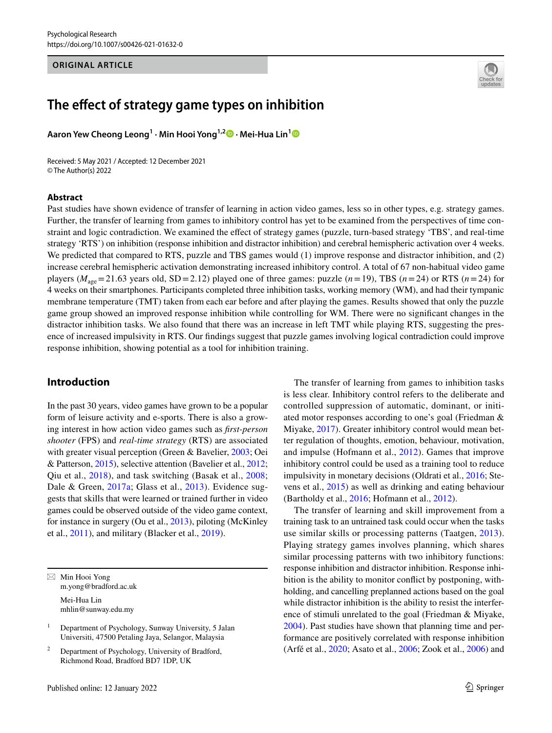ORIGINAL ARTICLE

# The effect of strategy game types on inhibition

**Aaron Yew Cheong Leong[1] · Min Hooi Yong[1,2] · Mei-Hua Lin[1]**

Received: 5 May 2021 / Accepted: 12 December 2021
© The Author(s) 2022

## Abstract

Past studies have shown evidence of transfer of learning in action video games, less so in other types, e.g. strategy games. Further, the transfer of learning from games to inhibitory control has yet to be examined from the perspectives of time constraint and logic contradiction. We examined the effect of strategy games (puzzle, turn-based strategy 'TBS', and real-time strategy 'RTS') on inhibition (response inhibition and distractor inhibition) and cerebral hemispheric activation over 4 weeks. We predicted that compared to RTS, puzzle and TBS games would (1) improve response and distractor inhibition, and (2) increase cerebral hemispheric activation demonstrating increased inhibitory control. A total of 67 non-habitual video game players ($M_{age}$ = 21.63 years old, SD = 2.12) played one of three games: puzzle ($n$ = 19), TBS ($n$ = 24) or RTS ($n$ = 24) for 4 weeks on their smartphones. Participants completed three inhibition tasks, working memory (WM), and had their tympanic membrane temperature (TMT) taken from each ear before and after playing the games. Results showed that only the puzzle game group showed an improved response inhibition while controlling for WM. There were no significant changes in the distractor inhibition tasks. We also found that there was an increase in left TMT while playing RTS, suggesting the presence of increased impulsivity in RTS. Our findings suggest that puzzle games involving logical contradiction could improve response inhibition, showing potential as a tool for inhibition training.

## Introduction

In the past 30 years, video games have grown to be a popular form of leisure activity and e-sports. There is also a growing interest in how action video games such as *first-person shooter* (FPS) and *real-time strategy* (RTS) are associated with greater visual perception (Green & Bavelier, 2003; Oei & Patterson, 2015), selective attention (Bavelier et al., 2012; Qiu et al., 2018), and task switching (Basak et al., 2008; Dale & Green, 2017a; Glass et al., 2013). Evidence suggests that skills that were learned or trained further in video games could be observed outside of the video game context, for instance in surgery (Ou et al., 2013), piloting (McKinley et al., 2011), and military (Blacker et al., 2019).

The transfer of learning from games to inhibition tasks is less clear. Inhibitory control refers to the deliberate and controlled suppression of automatic, dominant, or initiated motor responses according to one's goal (Friedman & Miyake, 2017). Greater inhibitory control would mean better regulation of thoughts, emotion, behaviour, motivation, and impulse (Hofmann et al., 2012). Games that improve inhibitory control could be used as a training tool to reduce impulsivity in monetary decisions (Oldrati et al., 2016; Stevens et al., 2015) as well as drinking and eating behaviour (Bartholdy et al., 2016; Hofmann et al., 2012).

The transfer of learning and skill improvement from a training task to an untrained task could occur when the tasks use similar skills or processing patterns (Taatgen, 2013). Playing strategy games involves planning, which shares similar processing patterns with two inhibitory functions: response inhibition and distractor inhibition. Response inhibition is the ability to monitor conflict by postponing, withholding, and cancelling preplanned actions based on the goal while distractor inhibition is the ability to resist the interference of stimuli unrelated to the goal (Friedman & Miyake, 2004). Past studies have shown that planning time and performance are positively correlated with response inhibition (Arfé et al., 2020; Asato et al., 2006; Zook et al., 2006) and

---

✉ Min Hooi Yong
m.yong@bradford.ac.uk

Mei-Hua Lin
mhlin@sunway.edu.my

[1] Department of Psychology, Sunway University, 5 Jalan Universiti, 47500 Petaling Jaya, Selangor, Malaysia

[2] Department of Psychology, University of Bradford, Richmond Road, Bradford BD7 1DP, UK

Published online: 12 January 2022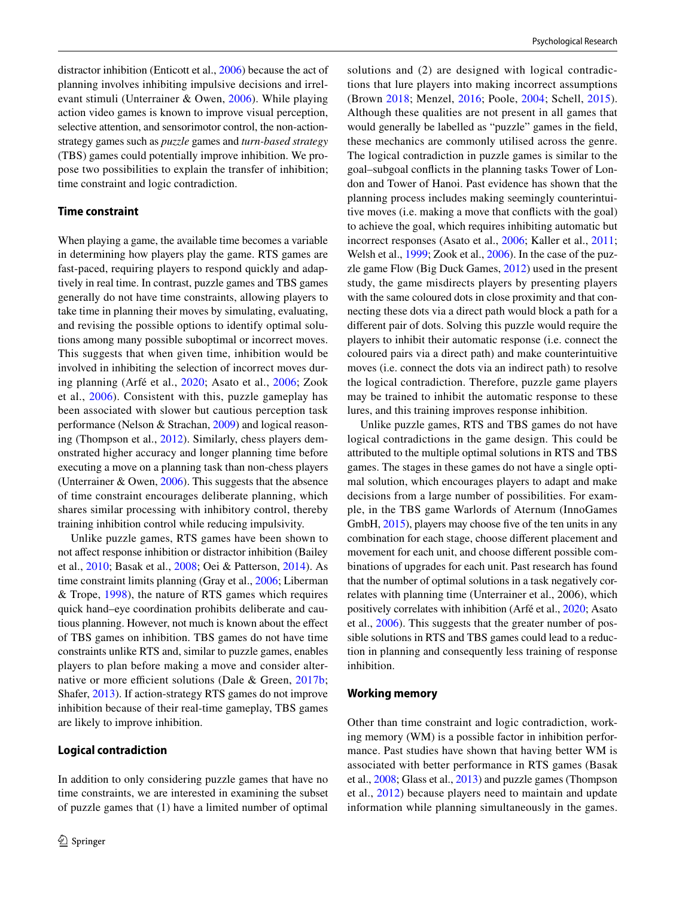distractor inhibition (Enticott et al., 2006) because the act of planning involves inhibiting impulsive decisions and irrelevant stimuli (Unterrainer & Owen, 2006). While playing action video games is known to improve visual perception, selective attention, and sensorimotor control, the non-action-strategy games such as *puzzle* games and *turn-based strategy* (TBS) games could potentially improve inhibition. We propose two possibilities to explain the transfer of inhibition; time constraint and logic contradiction.

### Time constraint

When playing a game, the available time becomes a variable in determining how players play the game. RTS games are fast-paced, requiring players to respond quickly and adaptively in real time. In contrast, puzzle games and TBS games generally do not have time constraints, allowing players to take time in planning their moves by simulating, evaluating, and revising the possible options to identify optimal solutions among many possible suboptimal or incorrect moves. This suggests that when given time, inhibition would be involved in inhibiting the selection of incorrect moves during planning (Arfé et al., 2020; Asato et al., 2006; Zook et al., 2006). Consistent with this, puzzle gameplay has been associated with slower but cautious perception task performance (Nelson & Strachan, 2009) and logical reasoning (Thompson et al., 2012). Similarly, chess players demonstrated higher accuracy and longer planning time before executing a move on a planning task than non-chess players (Unterrainer & Owen, 2006). This suggests that the absence of time constraint encourages deliberate planning, which shares similar processing with inhibitory control, thereby training inhibition control while reducing impulsivity.

Unlike puzzle games, RTS games have been shown to not affect response inhibition or distractor inhibition (Bailey et al., 2010; Basak et al., 2008; Oei & Patterson, 2014). As time constraint limits planning (Gray et al., 2006; Liberman & Trope, 1998), the nature of RTS games which requires quick hand–eye coordination prohibits deliberate and cautious planning. However, not much is known about the effect of TBS games on inhibition. TBS games do not have time constraints unlike RTS and, similar to puzzle games, enables players to plan before making a move and consider alternative or more efficient solutions (Dale & Green, 2017b; Shafer, 2013). If action-strategy RTS games do not improve inhibition because of their real-time gameplay, TBS games are likely to improve inhibition.

### Logical contradiction

In addition to only considering puzzle games that have no time constraints, we are interested in examining the subset of puzzle games that (1) have a limited number of optimal solutions and (2) are designed with logical contradictions that lure players into making incorrect assumptions (Brown 2018; Menzel, 2016; Poole, 2004; Schell, 2015). Although these qualities are not present in all games that would generally be labelled as "puzzle" games in the field, these mechanics are commonly utilised across the genre. The logical contradiction in puzzle games is similar to the goal–subgoal conflicts in the planning tasks Tower of London and Tower of Hanoi. Past evidence has shown that the planning process includes making seemingly counterintuitive moves (i.e. making a move that conflicts with the goal) to achieve the goal, which requires inhibiting automatic but incorrect responses (Asato et al., 2006; Kaller et al., 2011; Welsh et al., 1999; Zook et al., 2006). In the case of the puzzle game Flow (Big Duck Games, 2012) used in the present study, the game misdirects players by presenting players with the same coloured dots in close proximity and that connecting these dots via a direct path would block a path for a different pair of dots. Solving this puzzle would require the players to inhibit their automatic response (i.e. connect the coloured pairs via a direct path) and make counterintuitive moves (i.e. connect the dots via an indirect path) to resolve the logical contradiction. Therefore, puzzle game players may be trained to inhibit the automatic response to these lures, and this training improves response inhibition.

Unlike puzzle games, RTS and TBS games do not have logical contradictions in the game design. This could be attributed to the multiple optimal solutions in RTS and TBS games. The stages in these games do not have a single optimal solution, which encourages players to adapt and make decisions from a large number of possibilities. For example, in the TBS game Warlords of Aternum (InnoGames GmbH, 2015), players may choose five of the ten units in any combination for each stage, choose different placement and movement for each unit, and choose different possible combinations of upgrades for each unit. Past research has found that the number of optimal solutions in a task negatively correlates with planning time (Unterrainer et al., 2006), which positively correlates with inhibition (Arfé et al., 2020; Asato et al., 2006). This suggests that the greater number of possible solutions in RTS and TBS games could lead to a reduction in planning and consequently less training of response inhibition.

### Working memory

Other than time constraint and logic contradiction, working memory (WM) is a possible factor in inhibition performance. Past studies have shown that having better WM is associated with better performance in RTS games (Basak et al., 2008; Glass et al., 2013) and puzzle games (Thompson et al., 2012) because players need to maintain and update information while planning simultaneously in the games.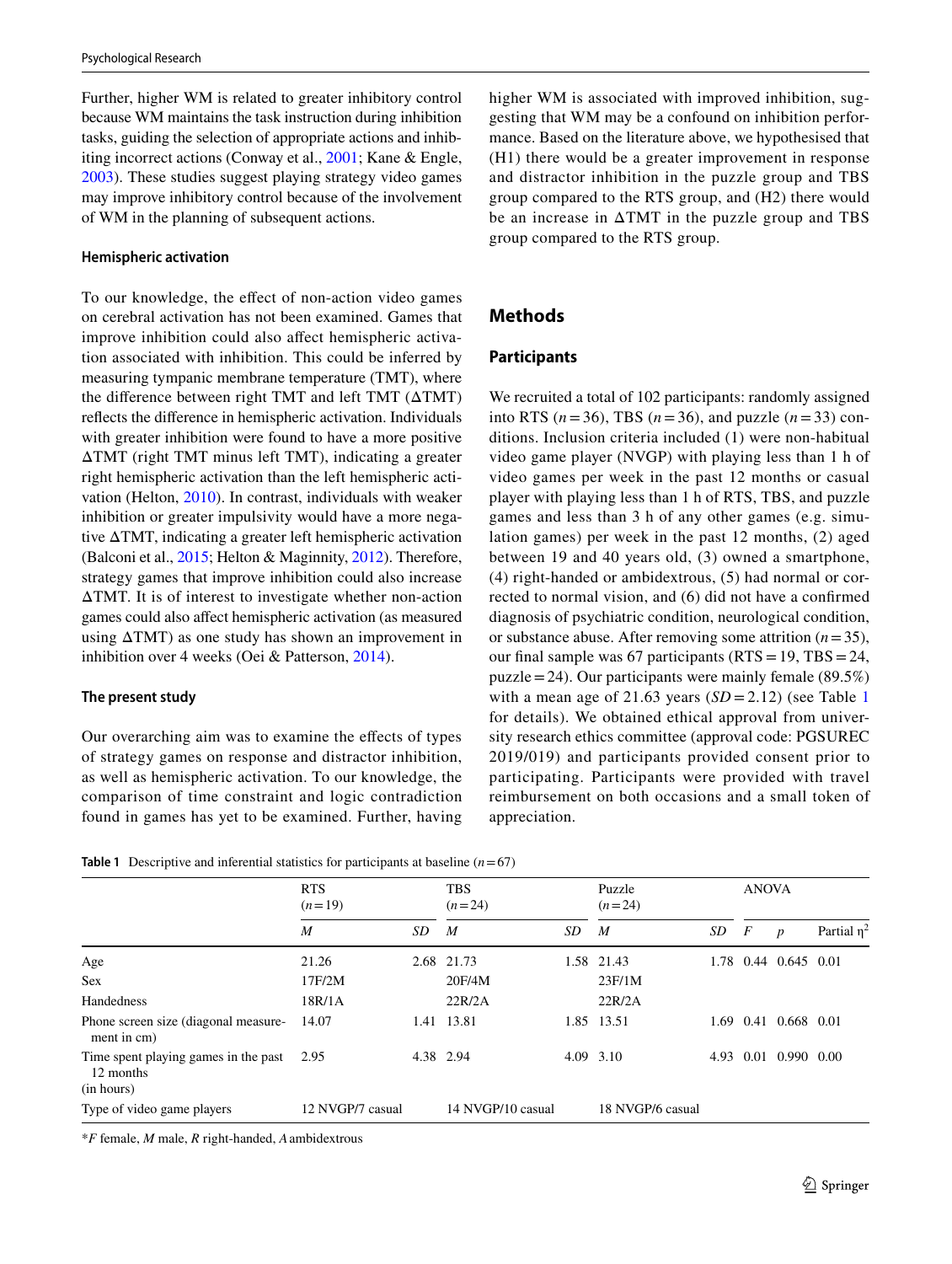Further, higher WM is related to greater inhibitory control because WM maintains the task instruction during inhibition tasks, guiding the selection of appropriate actions and inhibiting incorrect actions (Conway et al., 2001; Kane & Engle, 2003). These studies suggest playing strategy video games may improve inhibitory control because of the involvement of WM in the planning of subsequent actions.

### Hemispheric activation

To our knowledge, the effect of non-action video games on cerebral activation has not been examined. Games that improve inhibition could also affect hemispheric activation associated with inhibition. This could be inferred by measuring tympanic membrane temperature (TMT), where the difference between right TMT and left TMT (ΔTMT) reflects the difference in hemispheric activation. Individuals with greater inhibition were found to have a more positive ΔTMT (right TMT minus left TMT), indicating a greater right hemispheric activation than the left hemispheric activation (Helton, 2010). In contrast, individuals with weaker inhibition or greater impulsivity would have a more negative ΔTMT, indicating a greater left hemispheric activation (Balconi et al., 2015; Helton & Maginnity, 2012). Therefore, strategy games that improve inhibition could also increase ΔTMT. It is of interest to investigate whether non-action games could also affect hemispheric activation (as measured using ΔTMT) as one study has shown an improvement in inhibition over 4 weeks (Oei & Patterson, 2014).

### The present study

Our overarching aim was to examine the effects of types of strategy games on response and distractor inhibition, as well as hemispheric activation. To our knowledge, the comparison of time constraint and logic contradiction found in games has yet to be examined. Further, having higher WM is associated with improved inhibition, suggesting that WM may be a confound on inhibition performance. Based on the literature above, we hypothesised that (H1) there would be a greater improvement in response and distractor inhibition in the puzzle group and TBS group compared to the RTS group, and (H2) there would be an increase in ΔTMT in the puzzle group and TBS group compared to the RTS group.

## Methods

### Participants

We recruited a total of 102 participants: randomly assigned into RTS ($n=36$), TBS ($n=36$), and puzzle ($n=33$) conditions. Inclusion criteria included (1) were non-habitual video game player (NVGP) with playing less than 1 h of video games per week in the past 12 months or casual player with playing less than 1 h of RTS, TBS, and puzzle games and less than 3 h of any other games (e.g. simulation games) per week in the past 12 months, (2) aged between 19 and 40 years old, (3) owned a smartphone, (4) right-handed or ambidextrous, (5) had normal or corrected to normal vision, and (6) did not have a confirmed diagnosis of psychiatric condition, neurological condition, or substance abuse. After removing some attrition ($n=35$), our final sample was 67 participants (RTS = 19, TBS = 24, puzzle = 24). Our participants were mainly female (89.5%) with a mean age of 21.63 years ($SD=2.12$) (see Table 1 for details). We obtained ethical approval from university research ethics committee (approval code: PGSUREC 2019/019) and participants provided consent prior to participating. Participants were provided with travel reimbursement on both occasions and a small token of appreciation.

**Table 1** Descriptive and inferential statistics for participants at baseline ($n=67$)

| | RTS ($n=19$) | | TBS ($n=24$) | | Puzzle ($n=24$) | | ANOVA | | |
|---|---|---|---|---|---|---|---|---|---|
| | *M* | *SD* | *M* | *SD* | *M* | *SD* | *F* | *p* | Partial $\eta^2$ |
| Age | 21.26 | 2.68 | 21.73 | 1.58 | 21.43 | 1.78 | 0.44 | 0.645 | 0.01 |
| Sex | 17F/2M | | 20F/4M | | 23F/1M | | | | |
| Handedness | 18R/1A | | 22R/2A | | 22R/2A | | | | |
| Phone screen size (diagonal measurement in cm) | 14.07 | 1.41 | 13.81 | 1.85 | 13.51 | 1.69 | 0.41 | 0.668 | 0.01 |
| Time spent playing games in the past 12 months (in hours) | 2.95 | 4.38 | 2.94 | 4.09 | 3.10 | 4.93 | 0.01 | 0.990 | 0.00 |
| Type of video game players | 12 NVGP/7 casual | | 14 NVGP/10 casual | | 18 NVGP/6 casual | | | | |

**F* female, *M* male, *R* right-handed, *A* ambidextrous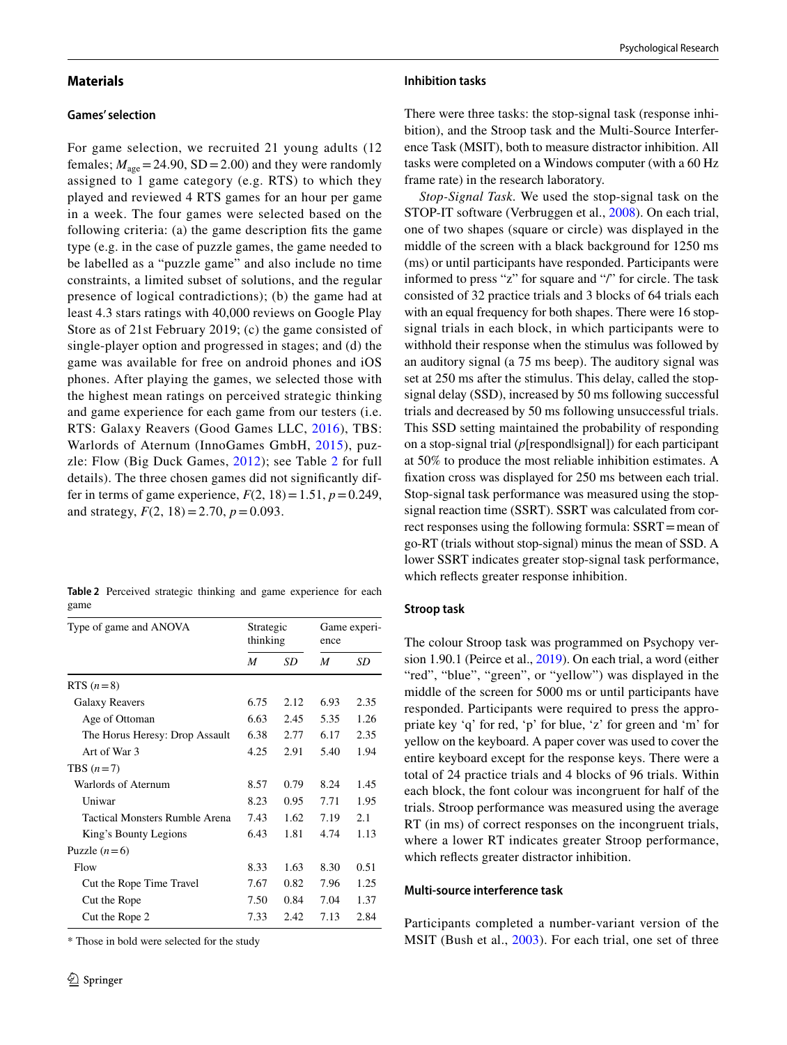## Materials

### Games' selection

For game selection, we recruited 21 young adults (12 females; $M_{age} = 24.90$, SD = 2.00) and they were randomly assigned to 1 game category (e.g. RTS) to which they played and reviewed 4 RTS games for an hour per game in a week. The four games were selected based on the following criteria: (a) the game description fits the game type (e.g. in the case of puzzle games, the game needed to be labelled as a "puzzle game" and also include no time constraints, a limited subset of solutions, and the regular presence of logical contradictions); (b) the game had at least 4.3 stars ratings with 40,000 reviews on Google Play Store as of 21st February 2019; (c) the game consisted of single-player option and progressed in stages; and (d) the game was available for free on android phones and iOS phones. After playing the games, we selected those with the highest mean ratings on perceived strategic thinking and game experience for each game from our testers (i.e. RTS: Galaxy Reavers (Good Games LLC, 2016), TBS: Warlords of Aternum (InnoGames GmbH, 2015), puzzle: Flow (Big Duck Games, 2012); see Table 2 for full details). The three chosen games did not significantly differ in terms of game experience, $F(2, 18) = 1.51$, $p = 0.249$, and strategy, $F(2, 18) = 2.70$, $p = 0.093$.

**Table 2** Perceived strategic thinking and game experience for each game

| Type of game and ANOVA | Strategic thinking | | Game experience | |
|---|---|---|---|---|
| | *M* | *SD* | *M* | *SD* |
| RTS ($n = 8$) | | | | |
| Galaxy Reavers | 6.75 | 2.12 | 6.93 | 2.35 |
| Age of Ottoman | 6.63 | 2.45 | 5.35 | 1.26 |
| The Horus Heresy: Drop Assault | 6.38 | 2.77 | 6.17 | 2.35 |
| Art of War 3 | 4.25 | 2.91 | 5.40 | 1.94 |
| TBS ($n = 7$) | | | | |
| Warlords of Aternum | 8.57 | 0.79 | 8.24 | 1.45 |
| Uniwar | 8.23 | 0.95 | 7.71 | 1.95 |
| Tactical Monsters Rumble Arena | 7.43 | 1.62 | 7.19 | 2.1 |
| King's Bounty Legions | 6.43 | 1.81 | 4.74 | 1.13 |
| Puzzle ($n = 6$) | | | | |
| Flow | 8.33 | 1.63 | 8.30 | 0.51 |
| Cut the Rope Time Travel | 7.67 | 0.82 | 7.96 | 1.25 |
| Cut the Rope | 7.50 | 0.84 | 7.04 | 1.37 |
| Cut the Rope 2 | 7.33 | 2.42 | 7.13 | 2.84 |

* Those in bold were selected for the study

### Inhibition tasks

There were three tasks: the stop-signal task (response inhibition), and the Stroop task and the Multi-Source Interference Task (MSIT), both to measure distractor inhibition. All tasks were completed on a Windows computer (with a 60 Hz frame rate) in the research laboratory.

*Stop-Signal Task.* We used the stop-signal task on the STOP-IT software (Verbruggen et al., 2008). On each trial, one of two shapes (square or circle) was displayed in the middle of the screen with a black background for 1250 ms (ms) or until participants have responded. Participants were informed to press "z" for square and "/" for circle. The task consisted of 32 practice trials and 3 blocks of 64 trials each with an equal frequency for both shapes. There were 16 stop-signal trials in each block, in which participants were to withhold their response when the stimulus was followed by an auditory signal (a 75 ms beep). The auditory signal was set at 250 ms after the stimulus. This delay, called the stop-signal delay (SSD), increased by 50 ms following successful trials and decreased by 50 ms following unsuccessful trials. This SSD setting maintained the probability of responding on a stop-signal trial ($p$[respond|signal]) for each participant at 50% to produce the most reliable inhibition estimates. A fixation cross was displayed for 250 ms between each trial. Stop-signal task performance was measured using the stop-signal reaction time (SSRT). SSRT was calculated from correct responses using the following formula: SSRT = mean of go-RT (trials without stop-signal) minus the mean of SSD. A lower SSRT indicates greater stop-signal task performance, which reflects greater response inhibition.

### Stroop task

The colour Stroop task was programmed on Psychopy version 1.90.1 (Peirce et al., 2019). On each trial, a word (either "red", "blue", "green", or "yellow") was displayed in the middle of the screen for 5000 ms or until participants have responded. Participants were required to press the appropriate key 'q' for red, 'p' for blue, 'z' for green and 'm' for yellow on the keyboard. A paper cover was used to cover the entire keyboard except for the response keys. There were a total of 24 practice trials and 4 blocks of 96 trials. Within each block, the font colour was incongruent for half of the trials. Stroop performance was measured using the average RT (in ms) of correct responses on the incongruent trials, where a lower RT indicates greater Stroop performance, which reflects greater distractor inhibition.

### Multi-source interference task

Participants completed a number-variant version of the MSIT (Bush et al., 2003). For each trial, one set of three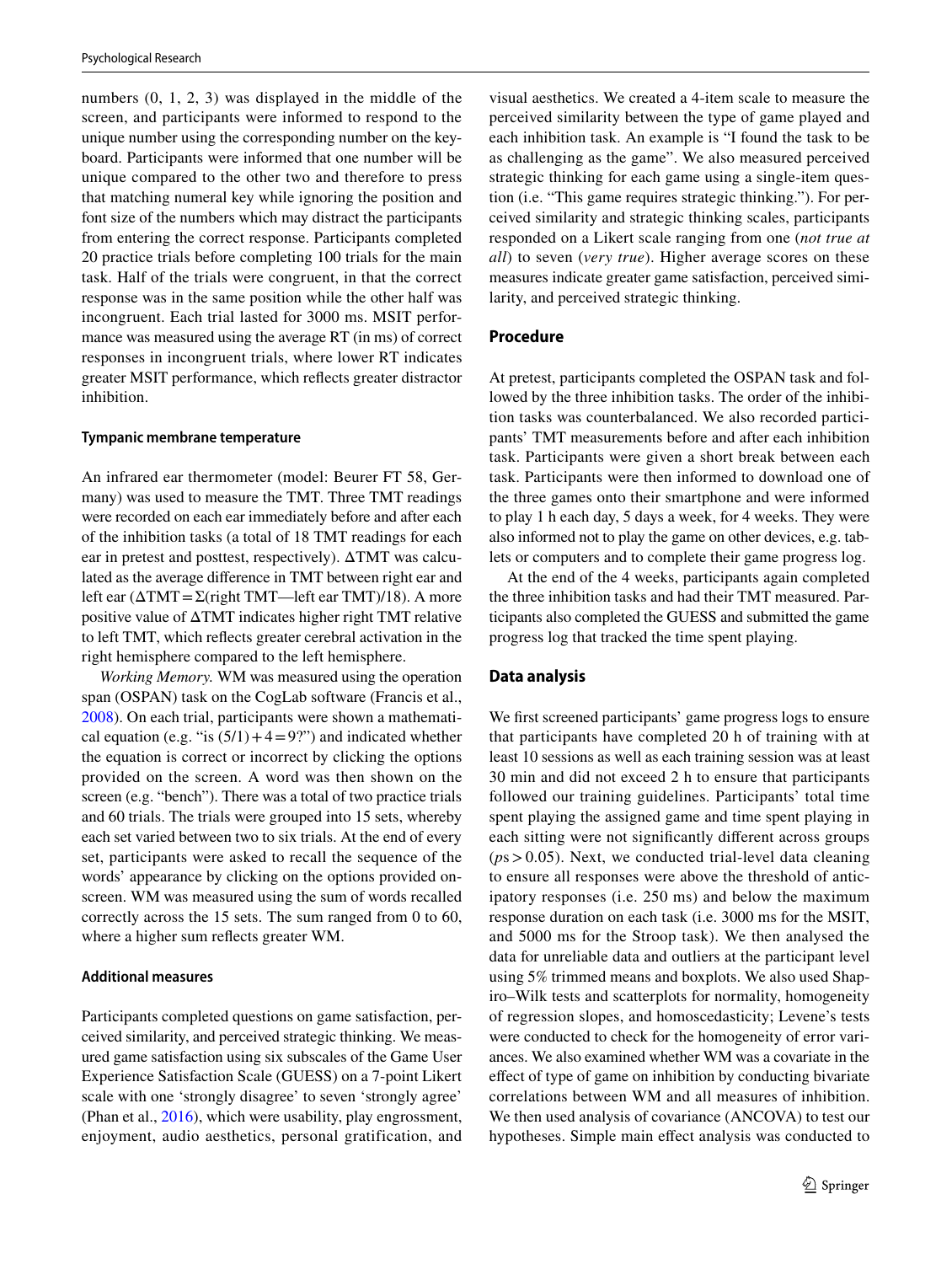numbers (0, 1, 2, 3) was displayed in the middle of the screen, and participants were informed to respond to the unique number using the corresponding number on the keyboard. Participants were informed that one number will be unique compared to the other two and therefore to press that matching numeral key while ignoring the position and font size of the numbers which may distract the participants from entering the correct response. Participants completed 20 practice trials before completing 100 trials for the main task. Half of the trials were congruent, in that the correct response was in the same position while the other half was incongruent. Each trial lasted for 3000 ms. MSIT performance was measured using the average RT (in ms) of correct responses in incongruent trials, where lower RT indicates greater MSIT performance, which reflects greater distractor inhibition.

#### Tympanic membrane temperature

An infrared ear thermometer (model: Beurer FT 58, Germany) was used to measure the TMT. Three TMT readings were recorded on each ear immediately before and after each of the inhibition tasks (a total of 18 TMT readings for each ear in pretest and posttest, respectively). $\Delta$TMT was calculated as the average difference in TMT between right ear and left ear ($\Delta\text{TMT} = \Sigma(\text{right TMT—left ear TMT})/18$). A more positive value of $\Delta$TMT indicates higher right TMT relative to left TMT, which reflects greater cerebral activation in the right hemisphere compared to the left hemisphere.

*Working Memory.* WM was measured using the operation span (OSPAN) task on the CogLab software (Francis et al., 2008). On each trial, participants were shown a mathematical equation (e.g. "is $(5/1)+4=9$?") and indicated whether the equation is correct or incorrect by clicking the options provided on the screen. A word was then shown on the screen (e.g. "bench"). There was a total of two practice trials and 60 trials. The trials were grouped into 15 sets, whereby each set varied between two to six trials. At the end of every set, participants were asked to recall the sequence of the words' appearance by clicking on the options provided on-screen. WM was measured using the sum of words recalled correctly across the 15 sets. The sum ranged from 0 to 60, where a higher sum reflects greater WM.

#### Additional measures

Participants completed questions on game satisfaction, perceived similarity, and perceived strategic thinking. We measured game satisfaction using six subscales of the Game User Experience Satisfaction Scale (GUESS) on a 7-point Likert scale with one 'strongly disagree' to seven 'strongly agree' (Phan et al., 2016), which were usability, play engrossment, enjoyment, audio aesthetics, personal gratification, and visual aesthetics. We created a 4-item scale to measure the perceived similarity between the type of game played and each inhibition task. An example is "I found the task to be as challenging as the game". We also measured perceived strategic thinking for each game using a single-item question (i.e. "This game requires strategic thinking."). For perceived similarity and strategic thinking scales, participants responded on a Likert scale ranging from one (*not true at all*) to seven (*very true*). Higher average scores on these measures indicate greater game satisfaction, perceived similarity, and perceived strategic thinking.

### Procedure

At pretest, participants completed the OSPAN task and followed by the three inhibition tasks. The order of the inhibition tasks was counterbalanced. We also recorded participants' TMT measurements before and after each inhibition task. Participants were given a short break between each task. Participants were then informed to download one of the three games onto their smartphone and were informed to play 1 h each day, 5 days a week, for 4 weeks. They were also informed not to play the game on other devices, e.g. tablets or computers and to complete their game progress log.

At the end of the 4 weeks, participants again completed the three inhibition tasks and had their TMT measured. Participants also completed the GUESS and submitted the game progress log that tracked the time spent playing.

### Data analysis

We first screened participants' game progress logs to ensure that participants have completed 20 h of training with at least 10 sessions as well as each training session was at least 30 min and did not exceed 2 h to ensure that participants followed our training guidelines. Participants' total time spent playing the assigned game and time spent playing in each sitting were not significantly different across groups (*p*s > 0.05). Next, we conducted trial-level data cleaning to ensure all responses were above the threshold of anticipatory responses (i.e. 250 ms) and below the maximum response duration on each task (i.e. 3000 ms for the MSIT, and 5000 ms for the Stroop task). We then analysed the data for unreliable data and outliers at the participant level using 5% trimmed means and boxplots. We also used Shapiro–Wilk tests and scatterplots for normality, homogeneity of regression slopes, and homoscedasticity; Levene's tests were conducted to check for the homogeneity of error variances. We also examined whether WM was a covariate in the effect of type of game on inhibition by conducting bivariate correlations between WM and all measures of inhibition. We then used analysis of covariance (ANCOVA) to test our hypotheses. Simple main effect analysis was conducted to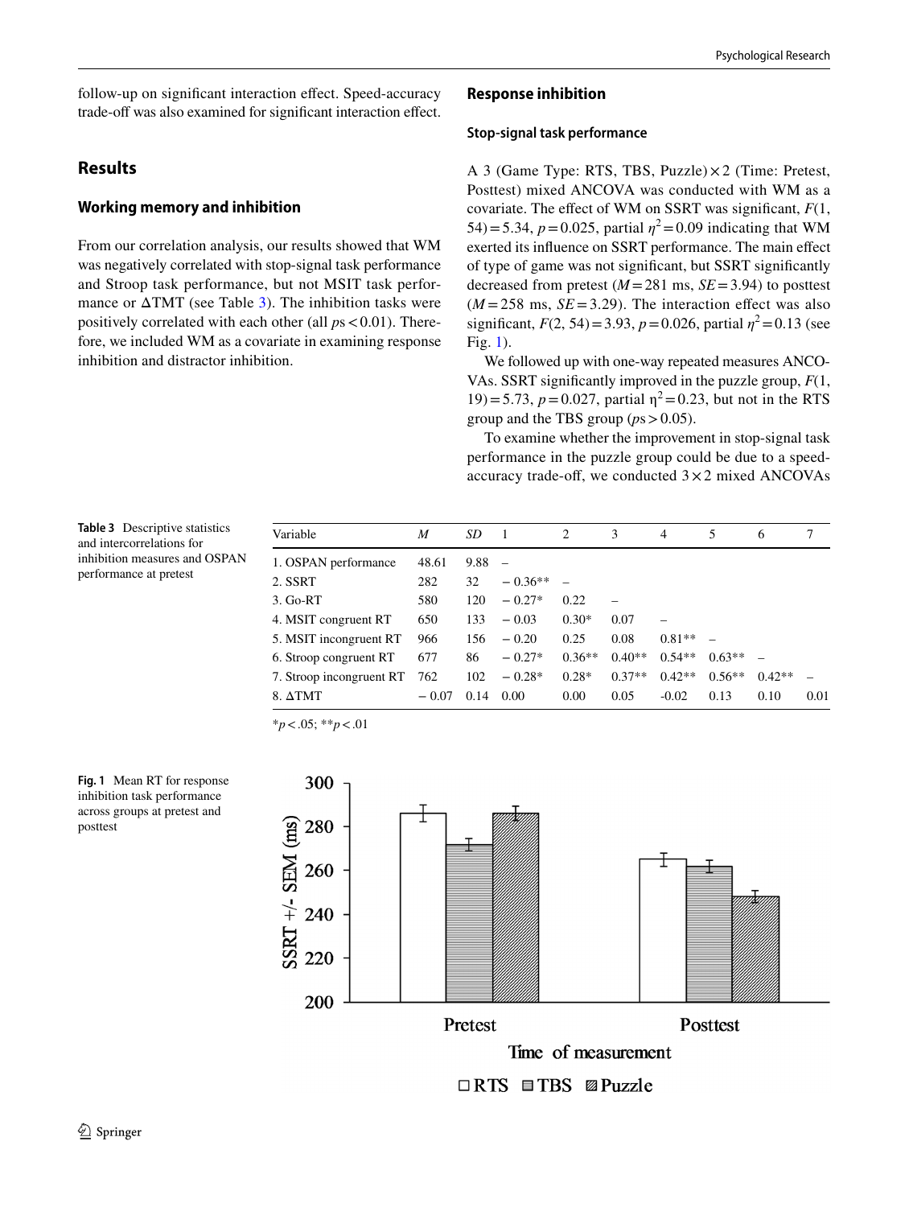follow-up on significant interaction effect. Speed-accuracy trade-off was also examined for significant interaction effect.

## Results

### Working memory and inhibition

From our correlation analysis, our results showed that WM was negatively correlated with stop-signal task performance and Stroop task performance, but not MSIT task performance or ΔTMT (see Table 3). The inhibition tasks were positively correlated with each other (all $ps < 0.01$). Therefore, we included WM as a covariate in examining response inhibition and distractor inhibition.

### Response inhibition

#### Stop-signal task performance

A 3 (Game Type: RTS, TBS, Puzzle) × 2 (Time: Pretest, Posttest) mixed ANCOVA was conducted with WM as a covariate. The effect of WM on SSRT was significant, $F(1, 54) = 5.34$, $p = 0.025$, partial $\eta^2 = 0.09$ indicating that WM exerted its influence on SSRT performance. The main effect of type of game was not significant, but SSRT significantly decreased from pretest ($M = 281$ ms, $SE = 3.94$) to posttest ($M = 258$ ms, $SE = 3.29$). The interaction effect was also significant, $F(2, 54) = 3.93$, $p = 0.026$, partial $\eta^2 = 0.13$ (see Fig. 1).

We followed up with one-way repeated measures ANCOVAs. SSRT significantly improved in the puzzle group, $F(1, 19) = 5.73$, $p = 0.027$, partial $\eta^2 = 0.23$, but not in the RTS group and the TBS group ($ps > 0.05$).

To examine whether the improvement in stop-signal task performance in the puzzle group could be due to a speed-accuracy trade-off, we conducted 3 × 2 mixed ANCOVAs

**Table 3** Descriptive statistics and intercorrelations for inhibition measures and OSPAN performance at pretest

| Variable | *M* | *SD* | 1 | 2 | 3 | 4 | 5 | 6 | 7 |
|---|---|---|---|---|---|---|---|---|---|
| 1. OSPAN performance | 48.61 | 9.88 | – | | | | | | |
| 2. SSRT | 282 | 32 | − 0.36** | – | | | | | |
| 3. Go-RT | 580 | 120 | − 0.27* | 0.22 | – | | | | |
| 4. MSIT congruent RT | 650 | 133 | − 0.03 | 0.30* | 0.07 | – | | | |
| 5. MSIT incongruent RT | 966 | 156 | − 0.20 | 0.25 | 0.08 | 0.81** | – | | |
| 6. Stroop congruent RT | 677 | 86 | − 0.27* | 0.36** | 0.40** | 0.54** | 0.63** | – | |
| 7. Stroop incongruent RT | 762 | 102 | − 0.28* | 0.28* | 0.37** | 0.42** | 0.56** | 0.42** | – |
| 8. ΔTMT | − 0.07 | 0.14 | 0.00 | 0.00 | 0.05 | -0.02 | 0.13 | 0.10 | 0.01 |

*$p < .05$; **$p < .01$

**Fig. 1** Mean RT for response inhibition task performance across groups at pretest and posttest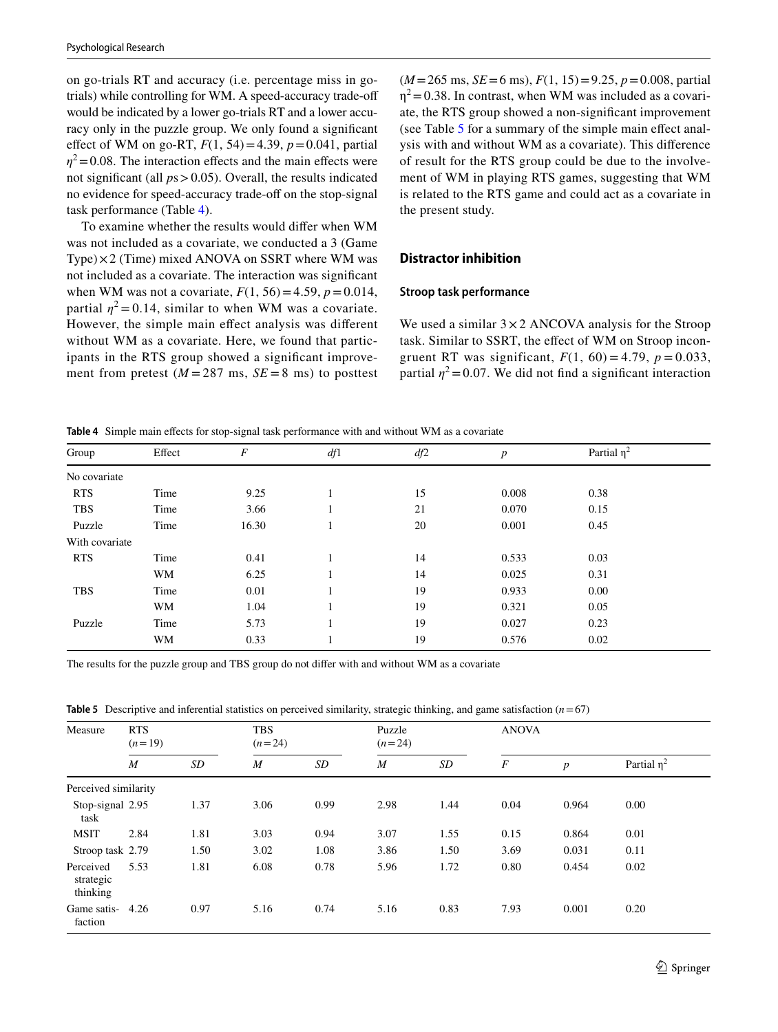on go-trials RT and accuracy (i.e. percentage miss in go-trials) while controlling for WM. A speed-accuracy trade-off would be indicated by a lower go-trials RT and a lower accuracy only in the puzzle group. We only found a significant effect of WM on go-RT, $F(1, 54) = 4.39$, $p = 0.041$, partial $\eta^2 = 0.08$. The interaction effects and the main effects were not significant (all $ps > 0.05$). Overall, the results indicated no evidence for speed-accuracy trade-off on the stop-signal task performance (Table 4).

To examine whether the results would differ when WM was not included as a covariate, we conducted a 3 (Game Type) × 2 (Time) mixed ANOVA on SSRT where WM was not included as a covariate. The interaction was significant when WM was not a covariate, $F(1, 56) = 4.59$, $p = 0.014$, partial $\eta^2 = 0.14$, similar to when WM was a covariate. However, the simple main effect analysis was different without WM as a covariate. Here, we found that participants in the RTS group showed a significant improvement from pretest ($M = 287$ ms, $SE = 8$ ms) to posttest ($M = 265$ ms, $SE = 6$ ms), $F(1, 15) = 9.25$, $p = 0.008$, partial $\eta^2 = 0.38$. In contrast, when WM was included as a covariate, the RTS group showed a non-significant improvement (see Table 5 for a summary of the simple main effect analysis with and without WM as a covariate). This difference of result for the RTS group could be due to the involvement of WM in playing RTS games, suggesting that WM is related to the RTS game and could act as a covariate in the present study.

## Distractor inhibition

### Stroop task performance

We used a similar 3 × 2 ANCOVA analysis for the Stroop task. Similar to SSRT, the effect of WM on Stroop incongruent RT was significant, $F(1, 60) = 4.79$, $p = 0.033$, partial $\eta^2 = 0.07$. We did not find a significant interaction

**Table 4** Simple main effects for stop-signal task performance with and without WM as a covariate

| Group | Effect | $F$ | $df1$ | $df2$ | $p$ | Partial $\eta^2$ |
|---|---|---|---|---|---|---|
| No covariate | | | | | | |
| RTS | Time | 9.25 | 1 | 15 | 0.008 | 0.38 |
| TBS | Time | 3.66 | 1 | 21 | 0.070 | 0.15 |
| Puzzle | Time | 16.30 | 1 | 20 | 0.001 | 0.45 |
| With covariate | | | | | | |
| RTS | Time | 0.41 | 1 | 14 | 0.533 | 0.03 |
| | WM | 6.25 | 1 | 14 | 0.025 | 0.31 |
| TBS | Time | 0.01 | 1 | 19 | 0.933 | 0.00 |
| | WM | 1.04 | 1 | 19 | 0.321 | 0.05 |
| Puzzle | Time | 5.73 | 1 | 19 | 0.027 | 0.23 |
| | WM | 0.33 | 1 | 19 | 0.576 | 0.02 |

The results for the puzzle group and TBS group do not differ with and without WM as a covariate

**Table 5** Descriptive and inferential statistics on perceived similarity, strategic thinking, and game satisfaction ($n = 67$)

| Measure | RTS ($n = 19$) | | TBS ($n = 24$) | | Puzzle ($n = 24$) | | ANOVA | | |
|---|---|---|---|---|---|---|---|---|---|
| | $M$ | $SD$ | $M$ | $SD$ | $M$ | $SD$ | $F$ | $p$ | Partial $\eta^2$ |
| Perceived similarity | | | | | | | | | |
| Stop-signal task | 2.95 | 1.37 | 3.06 | 0.99 | 2.98 | 1.44 | 0.04 | 0.964 | 0.00 |
| MSIT | 2.84 | 1.81 | 3.03 | 0.94 | 3.07 | 1.55 | 0.15 | 0.864 | 0.01 |
| Stroop task | 2.79 | 1.50 | 3.02 | 1.08 | 3.86 | 1.50 | 3.69 | 0.031 | 0.11 |
| Perceived strategic thinking | 5.53 | 1.81 | 6.08 | 0.78 | 5.96 | 1.72 | 0.80 | 0.454 | 0.02 |
| Game satisfaction | 4.26 | 0.97 | 5.16 | 0.74 | 5.16 | 0.83 | 7.93 | 0.001 | 0.20 |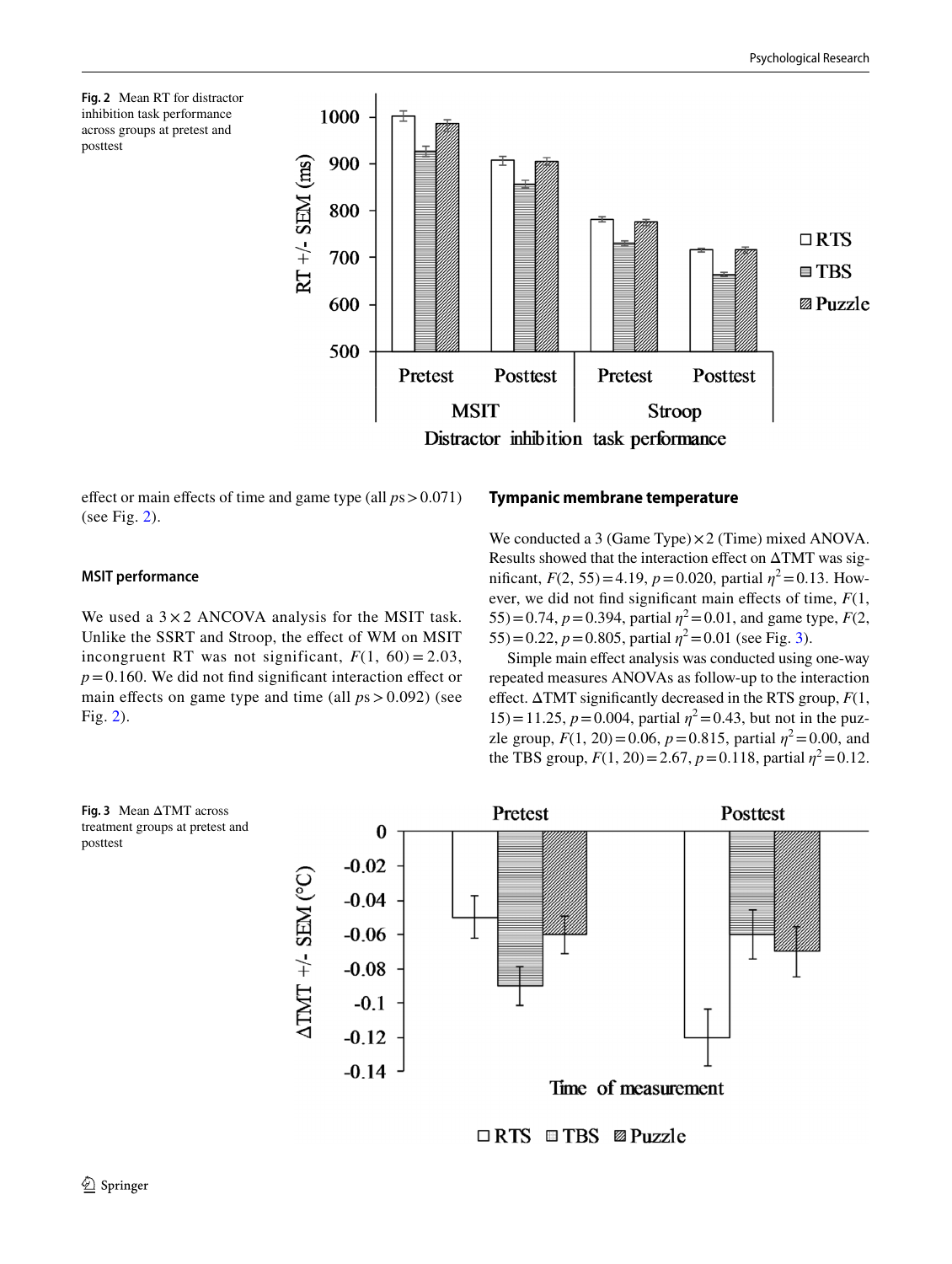Fig. 2 Mean RT for distractor inhibition task performance across groups at pretest and posttest

effect or main effects of time and game type (all $ps > 0.071$) (see Fig. 2).

### MSIT performance

We used a $3 \times 2$ ANCOVA analysis for the MSIT task. Unlike the SSRT and Stroop, the effect of WM on MSIT incongruent RT was not significant, $F(1, 60) = 2.03$, $p = 0.160$. We did not find significant interaction effect or main effects on game type and time (all $ps > 0.092$) (see Fig. 2).

### Tympanic membrane temperature

We conducted a 3 (Game Type) $\times$ 2 (Time) mixed ANOVA. Results showed that the interaction effect on $\Delta$TMT was significant, $F(2, 55) = 4.19$, $p = 0.020$, partial $\eta^2 = 0.13$. However, we did not find significant main effects of time, $F(1, 55) = 0.74$, $p = 0.394$, partial $\eta^2 = 0.01$, and game type, $F(2, 55) = 0.22$, $p = 0.805$, partial $\eta^2 = 0.01$ (see Fig. 3).

Simple main effect analysis was conducted using one-way repeated measures ANOVAs as follow-up to the interaction effect. $\Delta$TMT significantly decreased in the RTS group, $F(1, 15) = 11.25$, $p = 0.004$, partial $\eta^2 = 0.43$, but not in the puzzle group, $F(1, 20) = 0.06$, $p = 0.815$, partial $\eta^2 = 0.00$, and the TBS group, $F(1, 20) = 2.67$, $p = 0.118$, partial $\eta^2 = 0.12$.

Fig. 3 Mean $\Delta$TMT across treatment groups at pretest and posttest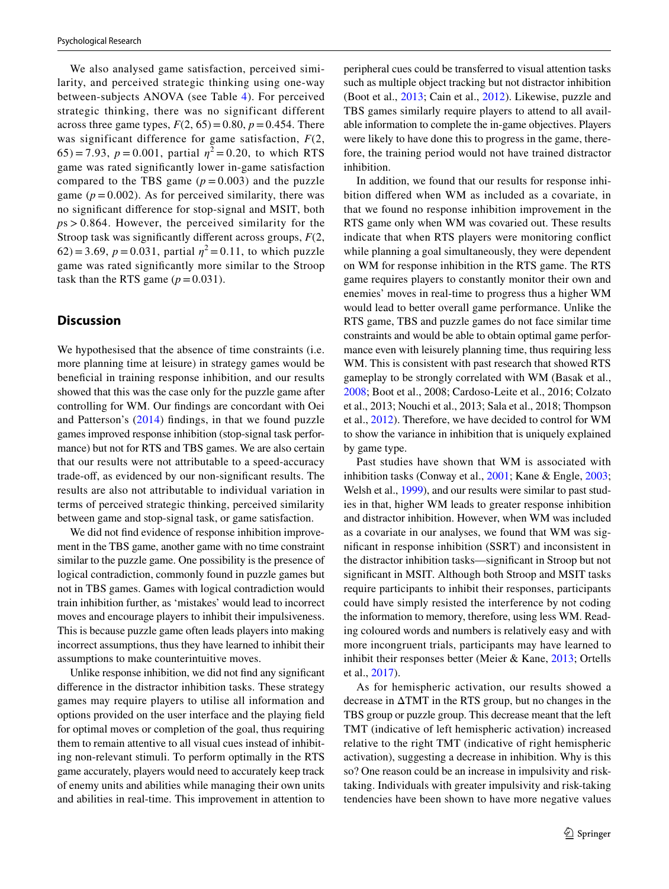We also analysed game satisfaction, perceived similarity, and perceived strategic thinking using one-way between-subjects ANOVA (see Table 4). For perceived strategic thinking, there was no significant different across three game types, $F(2, 65) = 0.80$, $p = 0.454$. There was significant difference for game satisfaction, $F(2, 65) = 7.93$, $p = 0.001$, partial $\eta^2 = 0.20$, to which RTS game was rated significantly lower in-game satisfaction compared to the TBS game ($p = 0.003$) and the puzzle game ($p = 0.002$). As for perceived similarity, there was no significant difference for stop-signal and MSIT, both $ps > 0.864$. However, the perceived similarity for the Stroop task was significantly different across groups, $F(2, 62) = 3.69$, $p = 0.031$, partial $\eta^2 = 0.11$, to which puzzle game was rated significantly more similar to the Stroop task than the RTS game ($p = 0.031$).

## Discussion

We hypothesised that the absence of time constraints (i.e. more planning time at leisure) in strategy games would be beneficial in training response inhibition, and our results showed that this was the case only for the puzzle game after controlling for WM. Our findings are concordant with Oei and Patterson's (2014) findings, in that we found puzzle games improved response inhibition (stop-signal task performance) but not for RTS and TBS games. We are also certain that our results were not attributable to a speed-accuracy trade-off, as evidenced by our non-significant results. The results are also not attributable to individual variation in terms of perceived strategic thinking, perceived similarity between game and stop-signal task, or game satisfaction.

We did not find evidence of response inhibition improvement in the TBS game, another game with no time constraint similar to the puzzle game. One possibility is the presence of logical contradiction, commonly found in puzzle games but not in TBS games. Games with logical contradiction would train inhibition further, as 'mistakes' would lead to incorrect moves and encourage players to inhibit their impulsiveness. This is because puzzle game often leads players into making incorrect assumptions, thus they have learned to inhibit their assumptions to make counterintuitive moves.

Unlike response inhibition, we did not find any significant difference in the distractor inhibition tasks. These strategy games may require players to utilise all information and options provided on the user interface and the playing field for optimal moves or completion of the goal, thus requiring them to remain attentive to all visual cues instead of inhibiting non-relevant stimuli. To perform optimally in the RTS game accurately, players would need to accurately keep track of enemy units and abilities while managing their own units and abilities in real-time. This improvement in attention to peripheral cues could be transferred to visual attention tasks such as multiple object tracking but not distractor inhibition (Boot et al., 2013; Cain et al., 2012). Likewise, puzzle and TBS games similarly require players to attend to all available information to complete the in-game objectives. Players were likely to have done this to progress in the game, therefore, the training period would not have trained distractor inhibition.

In addition, we found that our results for response inhibition differed when WM as included as a covariate, in that we found no response inhibition improvement in the RTS game only when WM was covaried out. These results indicate that when RTS players were monitoring conflict while planning a goal simultaneously, they were dependent on WM for response inhibition in the RTS game. The RTS game requires players to constantly monitor their own and enemies' moves in real-time to progress thus a higher WM would lead to better overall game performance. Unlike the RTS game, TBS and puzzle games do not face similar time constraints and would be able to obtain optimal game performance even with leisurely planning time, thus requiring less WM. This is consistent with past research that showed RTS gameplay to be strongly correlated with WM (Basak et al., 2008; Boot et al., 2008; Cardoso-Leite et al., 2016; Colzato et al., 2013; Nouchi et al., 2013; Sala et al., 2018; Thompson et al., 2012). Therefore, we have decided to control for WM to show the variance in inhibition that is uniquely explained by game type.

Past studies have shown that WM is associated with inhibition tasks (Conway et al., 2001; Kane & Engle, 2003; Welsh et al., 1999), and our results were similar to past studies in that, higher WM leads to greater response inhibition and distractor inhibition. However, when WM was included as a covariate in our analyses, we found that WM was significant in response inhibition (SSRT) and inconsistent in the distractor inhibition tasks—significant in Stroop but not significant in MSIT. Although both Stroop and MSIT tasks require participants to inhibit their responses, participants could have simply resisted the interference by not coding the information to memory, therefore, using less WM. Reading coloured words and numbers is relatively easy and with more incongruent trials, participants may have learned to inhibit their responses better (Meier & Kane, 2013; Ortells et al., 2017).

As for hemispheric activation, our results showed a decrease in ΔTMT in the RTS group, but no changes in the TBS group or puzzle group. This decrease meant that the left TMT (indicative of left hemispheric activation) increased relative to the right TMT (indicative of right hemispheric activation), suggesting a decrease in inhibition. Why is this so? One reason could be an increase in impulsivity and risk-taking. Individuals with greater impulsivity and risk-taking tendencies have been shown to have more negative values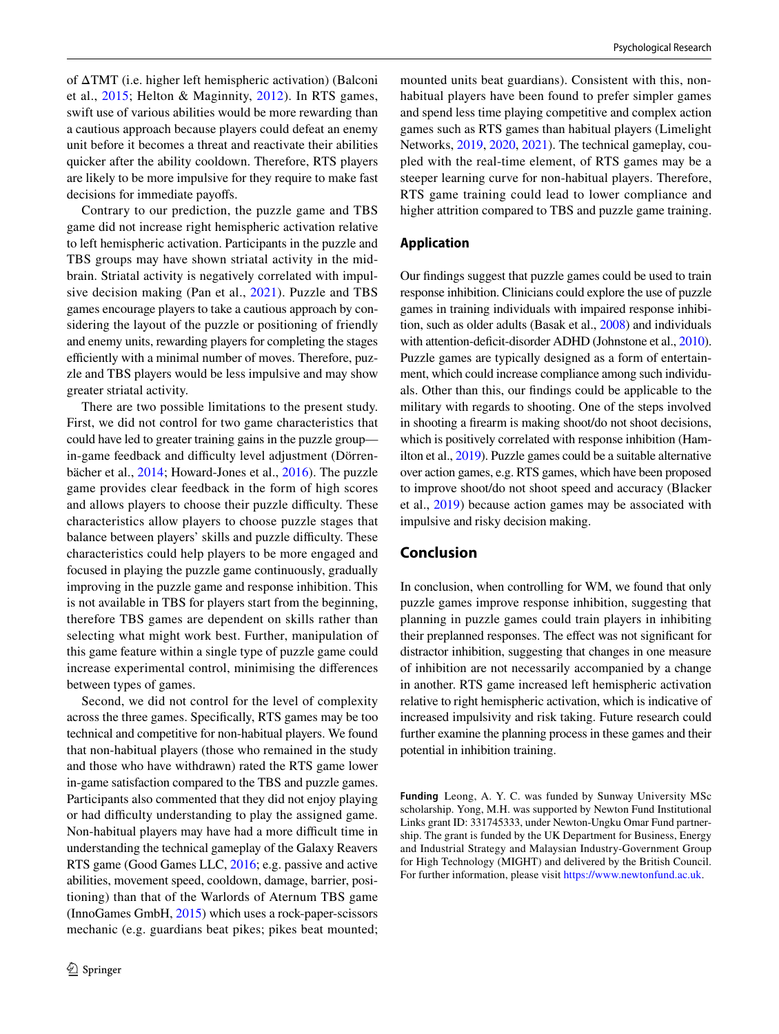of ΔTMT (i.e. higher left hemispheric activation) (Balconi et al., 2015; Helton & Maginnity, 2012). In RTS games, swift use of various abilities would be more rewarding than a cautious approach because players could defeat an enemy unit before it becomes a threat and reactivate their abilities quicker after the ability cooldown. Therefore, RTS players are likely to be more impulsive for they require to make fast decisions for immediate payoffs.

Contrary to our prediction, the puzzle game and TBS game did not increase right hemispheric activation relative to left hemispheric activation. Participants in the puzzle and TBS groups may have shown striatal activity in the midbrain. Striatal activity is negatively correlated with impulsive decision making (Pan et al., 2021). Puzzle and TBS games encourage players to take a cautious approach by considering the layout of the puzzle or positioning of friendly and enemy units, rewarding players for completing the stages efficiently with a minimal number of moves. Therefore, puzzle and TBS players would be less impulsive and may show greater striatal activity.

There are two possible limitations to the present study. First, we did not control for two game characteristics that could have led to greater training gains in the puzzle group—in-game feedback and difficulty level adjustment (Dörrenbächer et al., 2014; Howard-Jones et al., 2016). The puzzle game provides clear feedback in the form of high scores and allows players to choose their puzzle difficulty. These characteristics allow players to choose puzzle stages that balance between players' skills and puzzle difficulty. These characteristics could help players to be more engaged and focused in playing the puzzle game continuously, gradually improving in the puzzle game and response inhibition. This is not available in TBS for players start from the beginning, therefore TBS games are dependent on skills rather than selecting what might work best. Further, manipulation of this game feature within a single type of puzzle game could increase experimental control, minimising the differences between types of games.

Second, we did not control for the level of complexity across the three games. Specifically, RTS games may be too technical and competitive for non-habitual players. We found that non-habitual players (those who remained in the study and those who have withdrawn) rated the RTS game lower in-game satisfaction compared to the TBS and puzzle games. Participants also commented that they did not enjoy playing or had difficulty understanding to play the assigned game. Non-habitual players may have had a more difficult time in understanding the technical gameplay of the Galaxy Reavers RTS game (Good Games LLC, 2016; e.g. passive and active abilities, movement speed, cooldown, damage, barrier, positioning) than that of the Warlords of Aternum TBS game (InnoGames GmbH, 2015) which uses a rock-paper-scissors mechanic (e.g. guardians beat pikes; pikes beat mounted; mounted units beat guardians). Consistent with this, non-habitual players have been found to prefer simpler games and spend less time playing competitive and complex action games such as RTS games than habitual players (Limelight Networks, 2019, 2020, 2021). The technical gameplay, coupled with the real-time element, of RTS games may be a steeper learning curve for non-habitual players. Therefore, RTS game training could lead to lower compliance and higher attrition compared to TBS and puzzle game training.

## Application

Our findings suggest that puzzle games could be used to train response inhibition. Clinicians could explore the use of puzzle games in training individuals with impaired response inhibition, such as older adults (Basak et al., 2008) and individuals with attention-deficit-disorder ADHD (Johnstone et al., 2010). Puzzle games are typically designed as a form of entertainment, which could increase compliance among such individuals. Other than this, our findings could be applicable to the military with regards to shooting. One of the steps involved in shooting a firearm is making shoot/do not shoot decisions, which is positively correlated with response inhibition (Hamilton et al., 2019). Puzzle games could be a suitable alternative over action games, e.g. RTS games, which have been proposed to improve shoot/do not shoot speed and accuracy (Blacker et al., 2019) because action games may be associated with impulsive and risky decision making.

## Conclusion

In conclusion, when controlling for WM, we found that only puzzle games improve response inhibition, suggesting that planning in puzzle games could train players in inhibiting their preplanned responses. The effect was not significant for distractor inhibition, suggesting that changes in one measure of inhibition are not necessarily accompanied by a change in another. RTS game increased left hemispheric activation relative to right hemispheric activation, which is indicative of increased impulsivity and risk taking. Future research could further examine the planning process in these games and their potential in inhibition training.

**Funding** Leong, A. Y. C. was funded by Sunway University MSc scholarship. Yong, M.H. was supported by Newton Fund Institutional Links grant ID: 331745333, under Newton-Ungku Omar Fund partnership. The grant is funded by the UK Department for Business, Energy and Industrial Strategy and Malaysian Industry-Government Group for High Technology (MIGHT) and delivered by the British Council. For further information, please visit https://www.newtonfund.ac.uk.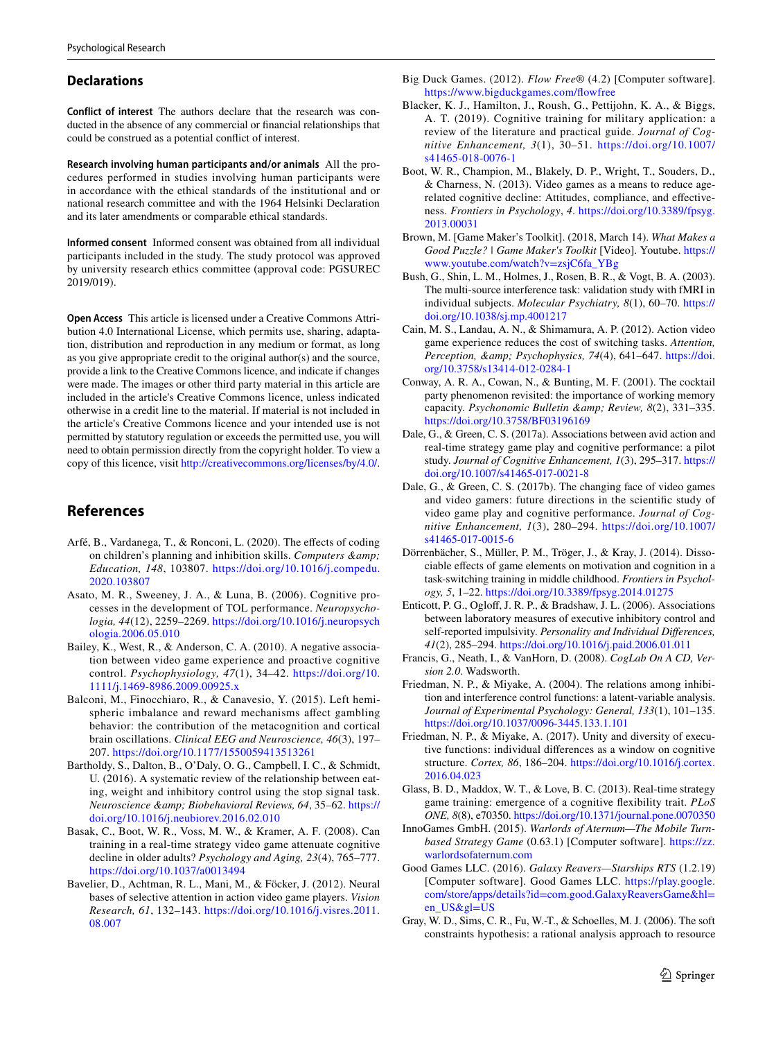## Declarations

**Conflict of interest** The authors declare that the research was conducted in the absence of any commercial or financial relationships that could be construed as a potential conflict of interest.

**Research involving human participants and/or animals** All the procedures performed in studies involving human participants were in accordance with the ethical standards of the institutional and or national research committee and with the 1964 Helsinki Declaration and its later amendments or comparable ethical standards.

**Informed consent** Informed consent was obtained from all individual participants included in the study. The study protocol was approved by university research ethics committee (approval code: PGSUREC 2019/019).

**Open Access** This article is licensed under a Creative Commons Attribution 4.0 International License, which permits use, sharing, adaptation, distribution and reproduction in any medium or format, as long as you give appropriate credit to the original author(s) and the source, provide a link to the Creative Commons licence, and indicate if changes were made. The images or other third party material in this article are included in the article's Creative Commons licence, unless indicated otherwise in a credit line to the material. If material is not included in the article's Creative Commons licence and your intended use is not permitted by statutory regulation or exceeds the permitted use, you will need to obtain permission directly from the copyright holder. To view a copy of this licence, visit http://creativecommons.org/licenses/by/4.0/.

## References

Arfé, B., Vardanega, T., & Ronconi, L. (2020). The effects of coding on children's planning and inhibition skills. *Computers &amp; Education, 148*, 103807. https://doi.org/10.1016/j.compedu.2020.103807

Asato, M. R., Sweeney, J. A., & Luna, B. (2006). Cognitive processes in the development of TOL performance. *Neuropsychologia, 44*(12), 2259–2269. https://doi.org/10.1016/j.neuropsychologia.2006.05.010

Bailey, K., West, R., & Anderson, C. A. (2010). A negative association between video game experience and proactive cognitive control. *Psychophysiology, 47*(1), 34–42. https://doi.org/10.1111/j.1469-8986.2009.00925.x

Balconi, M., Finocchiaro, R., & Canavesio, Y. (2015). Left hemispheric imbalance and reward mechanisms affect gambling behavior: the contribution of the metacognition and cortical brain oscillations. *Clinical EEG and Neuroscience, 46*(3), 197–207. https://doi.org/10.1177/1550059413513261

Bartholdy, S., Dalton, B., O'Daly, O. G., Campbell, I. C., & Schmidt, U. (2016). A systematic review of the relationship between eating, weight and inhibitory control using the stop signal task. *Neuroscience &amp; Biobehavioral Reviews, 64*, 35–62. https://doi.org/10.1016/j.neubiorev.2016.02.010

Basak, C., Boot, W. R., Voss, M. W., & Kramer, A. F. (2008). Can training in a real-time strategy video game attenuate cognitive decline in older adults? *Psychology and Aging, 23*(4), 765–777. https://doi.org/10.1037/a0013494

Bavelier, D., Achtman, R. L., Mani, M., & Föcker, J. (2012). Neural bases of selective attention in action video game players. *Vision Research, 61*, 132–143. https://doi.org/10.1016/j.visres.2011.08.007

Big Duck Games. (2012). *Flow Free®* (4.2) [Computer software]. https://www.bigduckgames.com/flowfree

Blacker, K. J., Hamilton, J., Roush, G., Pettijohn, K. A., & Biggs, A. T. (2019). Cognitive training for military application: a review of the literature and practical guide. *Journal of Cognitive Enhancement, 3*(1), 30–51. https://doi.org/10.1007/s41465-018-0076-1

Boot, W. R., Champion, M., Blakely, D. P., Wright, T., Souders, D., & Charness, N. (2013). Video games as a means to reduce age-related cognitive decline: Attitudes, compliance, and effectiveness. *Frontiers in Psychology*, *4*. https://doi.org/10.3389/fpsyg.2013.00031

Brown, M. [Game Maker's Toolkit]. (2018, March 14). *What Makes a Good Puzzle? | Game Maker's Toolkit* [Video]. Youtube. https://www.youtube.com/watch?v=zsjC6fa_YBg

Bush, G., Shin, L. M., Holmes, J., Rosen, B. R., & Vogt, B. A. (2003). The multi-source interference task: validation study with fMRI in individual subjects. *Molecular Psychiatry, 8*(1), 60–70. https://doi.org/10.1038/sj.mp.4001217

Cain, M. S., Landau, A. N., & Shimamura, A. P. (2012). Action video game experience reduces the cost of switching tasks. *Attention, Perception, &amp; Psychophysics, 74*(4), 641–647. https://doi.org/10.3758/s13414-012-0284-1

Conway, A. R. A., Cowan, N., & Bunting, M. F. (2001). The cocktail party phenomenon revisited: the importance of working memory capacity. *Psychonomic Bulletin &amp; Review, 8*(2), 331–335. https://doi.org/10.3758/BF03196169

Dale, G., & Green, C. S. (2017a). Associations between avid action and real-time strategy game play and cognitive performance: a pilot study. *Journal of Cognitive Enhancement, 1*(3), 295–317. https://doi.org/10.1007/s41465-017-0021-8

Dale, G., & Green, C. S. (2017b). The changing face of video games and video gamers: future directions in the scientific study of video game play and cognitive performance. *Journal of Cognitive Enhancement, 1*(3), 280–294. https://doi.org/10.1007/s41465-017-0015-6

Dörrenbächer, S., Müller, P. M., Tröger, J., & Kray, J. (2014). Dissociable effects of game elements on motivation and cognition in a task-switching training in middle childhood. *Frontiers in Psychology, 5*, 1–22. https://doi.org/10.3389/fpsyg.2014.01275

Enticott, P. G., Ogloff, J. R. P., & Bradshaw, J. L. (2006). Associations between laboratory measures of executive inhibitory control and self-reported impulsivity. *Personality and Individual Differences, 41*(2), 285–294. https://doi.org/10.1016/j.paid.2006.01.011

Francis, G., Neath, I., & VanHorn, D. (2008). *CogLab On A CD, Version 2.0*. Wadsworth.

Friedman, N. P., & Miyake, A. (2004). The relations among inhibition and interference control functions: a latent-variable analysis. *Journal of Experimental Psychology: General, 133*(1), 101–135. https://doi.org/10.1037/0096-3445.133.1.101

Friedman, N. P., & Miyake, A. (2017). Unity and diversity of executive functions: individual differences as a window on cognitive structure. *Cortex, 86*, 186–204. https://doi.org/10.1016/j.cortex.2016.04.023

Glass, B. D., Maddox, W. T., & Love, B. C. (2013). Real-time strategy game training: emergence of a cognitive flexibility trait. *PLoS ONE, 8*(8), e70350. https://doi.org/10.1371/journal.pone.0070350

InnoGames GmbH. (2015). *Warlords of Aternum—The Mobile Turn-based Strategy Game* (0.63.1) [Computer software]. https://zz.warlordsofaternum.com

Good Games LLC. (2016). *Galaxy Reavers—Starships RTS* (1.2.19) [Computer software]. Good Games LLC. https://play.google.com/store/apps/details?id=com.good.GalaxyReaversGame&hl=en_US&gl=US

Gray, W. D., Sims, C. R., Fu, W.-T., & Schoelles, M. J. (2006). The soft constraints hypothesis: a rational analysis approach to resource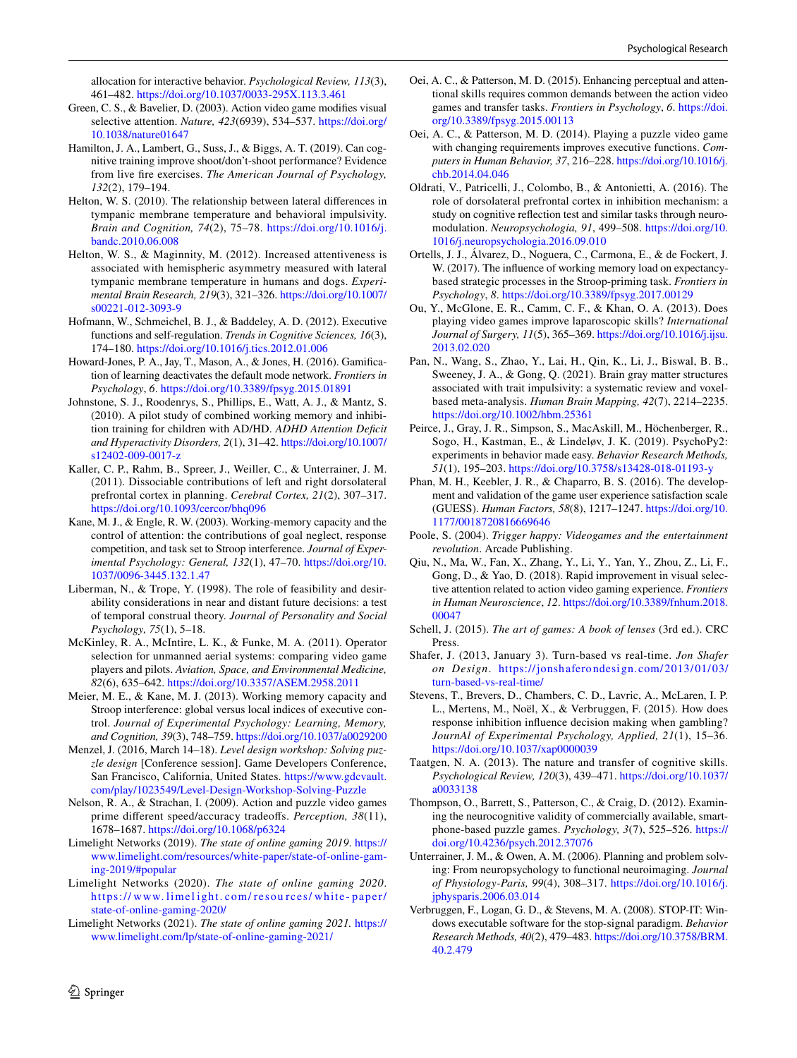allocation for interactive behavior. *Psychological Review, 113*(3), 461–482. https://doi.org/10.1037/0033-295X.113.3.461

Green, C. S., & Bavelier, D. (2003). Action video game modifies visual selective attention. *Nature, 423*(6939), 534–537. https://doi.org/10.1038/nature01647

Hamilton, J. A., Lambert, G., Suss, J., & Biggs, A. T. (2019). Can cognitive training improve shoot/don't-shoot performance? Evidence from live fire exercises. *The American Journal of Psychology, 132*(2), 179–194.

Helton, W. S. (2010). The relationship between lateral differences in tympanic membrane temperature and behavioral impulsivity. *Brain and Cognition, 74*(2), 75–78. https://doi.org/10.1016/j.bandc.2010.06.008

Helton, W. S., & Maginnity, M. (2012). Increased attentiveness is associated with hemispheric asymmetry measured with lateral tympanic membrane temperature in humans and dogs. *Experimental Brain Research, 219*(3), 321–326. https://doi.org/10.1007/s00221-012-3093-9

Hofmann, W., Schmeichel, B. J., & Baddeley, A. D. (2012). Executive functions and self-regulation. *Trends in Cognitive Sciences, 16*(3), 174–180. https://doi.org/10.1016/j.tics.2012.01.006

Howard-Jones, P. A., Jay, T., Mason, A., & Jones, H. (2016). Gamification of learning deactivates the default mode network. *Frontiers in Psychology*, *6*. https://doi.org/10.3389/fpsyg.2015.01891

Johnstone, S. J., Roodenrys, S., Phillips, E., Watt, A. J., & Mantz, S. (2010). A pilot study of combined working memory and inhibition training for children with AD/HD. *ADHD Attention Deficit and Hyperactivity Disorders, 2*(1), 31–42. https://doi.org/10.1007/s12402-009-0017-z

Kaller, C. P., Rahm, B., Spreer, J., Weiller, C., & Unterrainer, J. M. (2011). Dissociable contributions of left and right dorsolateral prefrontal cortex in planning. *Cerebral Cortex, 21*(2), 307–317. https://doi.org/10.1093/cercor/bhq096

Kane, M. J., & Engle, R. W. (2003). Working-memory capacity and the control of attention: the contributions of goal neglect, response competition, and task set to Stroop interference. *Journal of Experimental Psychology: General, 132*(1), 47–70. https://doi.org/10.1037/0096-3445.132.1.47

Liberman, N., & Trope, Y. (1998). The role of feasibility and desirability considerations in near and distant future decisions: a test of temporal construal theory. *Journal of Personality and Social Psychology, 75*(1), 5–18.

McKinley, R. A., McIntire, L. K., & Funke, M. A. (2011). Operator selection for unmanned aerial systems: comparing video game players and pilots. *Aviation, Space, and Environmental Medicine, 82*(6), 635–642. https://doi.org/10.3357/ASEM.2958.2011

Meier, M. E., & Kane, M. J. (2013). Working memory capacity and Stroop interference: global versus local indices of executive control. *Journal of Experimental Psychology: Learning, Memory, and Cognition, 39*(3), 748–759. https://doi.org/10.1037/a0029200

Menzel, J. (2016, March 14–18). *Level design workshop: Solving puzzle design* [Conference session]. Game Developers Conference, San Francisco, California, United States. https://www.gdcvault.com/play/1023549/Level-Design-Workshop-Solving-Puzzle

Nelson, R. A., & Strachan, I. (2009). Action and puzzle video games prime different speed/accuracy tradeoffs. *Perception, 38*(11), 1678–1687. https://doi.org/10.1068/p6324

Limelight Networks (2019). *The state of online gaming 2019*. https://www.limelight.com/resources/white-paper/state-of-online-gaming-2019/#popular

Limelight Networks (2020). *The state of online gaming 2020*. https://www.limelight.com/resources/white-paper/state-of-online-gaming-2020/

Limelight Networks (2021). *The state of online gaming 2021*. https://www.limelight.com/lp/state-of-online-gaming-2021/

Oei, A. C., & Patterson, M. D. (2015). Enhancing perceptual and attentional skills requires common demands between the action video games and transfer tasks. *Frontiers in Psychology*, *6*. https://doi.org/10.3389/fpsyg.2015.00113

Oei, A. C., & Patterson, M. D. (2014). Playing a puzzle video game with changing requirements improves executive functions. *Computers in Human Behavior, 37*, 216–228. https://doi.org/10.1016/j.chb.2014.04.046

Oldrati, V., Patricelli, J., Colombo, B., & Antonietti, A. (2016). The role of dorsolateral prefrontal cortex in inhibition mechanism: a study on cognitive reflection test and similar tasks through neuromodulation. *Neuropsychologia, 91*, 499–508. https://doi.org/10.1016/j.neuropsychologia.2016.09.010

Ortells, J. J., Álvarez, D., Noguera, C., Carmona, E., & de Fockert, J. W. (2017). The influence of working memory load on expectancy-based strategic processes in the Stroop-priming task. *Frontiers in Psychology*, *8*. https://doi.org/10.3389/fpsyg.2017.00129

Ou, Y., McGlone, E. R., Camm, C. F., & Khan, O. A. (2013). Does playing video games improve laparoscopic skills? *International Journal of Surgery, 11*(5), 365–369. https://doi.org/10.1016/j.ijsu.2013.02.020

Pan, N., Wang, S., Zhao, Y., Lai, H., Qin, K., Li, J., Biswal, B. B., Sweeney, J. A., & Gong, Q. (2021). Brain gray matter structures associated with trait impulsivity: a systematic review and voxel-based meta-analysis. *Human Brain Mapping, 42*(7), 2214–2235. https://doi.org/10.1002/hbm.25361

Peirce, J., Gray, J. R., Simpson, S., MacAskill, M., Höchenberger, R., Sogo, H., Kastman, E., & Lindeløv, J. K. (2019). PsychoPy2: experiments in behavior made easy. *Behavior Research Methods, 51*(1), 195–203. https://doi.org/10.3758/s13428-018-01193-y

Phan, M. H., Keebler, J. R., & Chaparro, B. S. (2016). The development and validation of the game user experience satisfaction scale (GUESS). *Human Factors, 58*(8), 1217–1247. https://doi.org/10.1177/0018720816669646

Poole, S. (2004). *Trigger happy: Videogames and the entertainment revolution*. Arcade Publishing.

Qiu, N., Ma, W., Fan, X., Zhang, Y., Li, Y., Yan, Y., Zhou, Z., Li, F., Gong, D., & Yao, D. (2018). Rapid improvement in visual selective attention related to action video gaming experience. *Frontiers in Human Neuroscience*, *12*. https://doi.org/10.3389/fnhum.2018.00047

Schell, J. (2015). *The art of games: A book of lenses* (3rd ed.). CRC Press.

Shafer, J. (2013, January 3). Turn-based vs real-time. *Jon Shafer on Design*. https://jonshaferondesign.com/2013/01/03/turn-based-vs-real-time/

Stevens, T., Brevers, D., Chambers, C. D., Lavric, A., McLaren, I. P. L., Mertens, M., Noël, X., & Verbruggen, F. (2015). How does response inhibition influence decision making when gambling? *JournAl of Experimental Psychology, Applied, 21*(1), 15–36. https://doi.org/10.1037/xap0000039

Taatgen, N. A. (2013). The nature and transfer of cognitive skills. *Psychological Review, 120*(3), 439–471. https://doi.org/10.1037/a0033138

Thompson, O., Barrett, S., Patterson, C., & Craig, D. (2012). Examining the neurocognitive validity of commercially available, smartphone-based puzzle games. *Psychology, 3*(7), 525–526. https://doi.org/10.4236/psych.2012.37076

Unterrainer, J. M., & Owen, A. M. (2006). Planning and problem solving: From neuropsychology to functional neuroimaging. *Journal of Physiology-Paris, 99*(4), 308–317. https://doi.org/10.1016/j.jphysparis.2006.03.014

Verbruggen, F., Logan, G. D., & Stevens, M. A. (2008). STOP-IT: Windows executable software for the stop-signal paradigm. *Behavior Research Methods, 40*(2), 479–483. https://doi.org/10.3758/BRM.40.2.479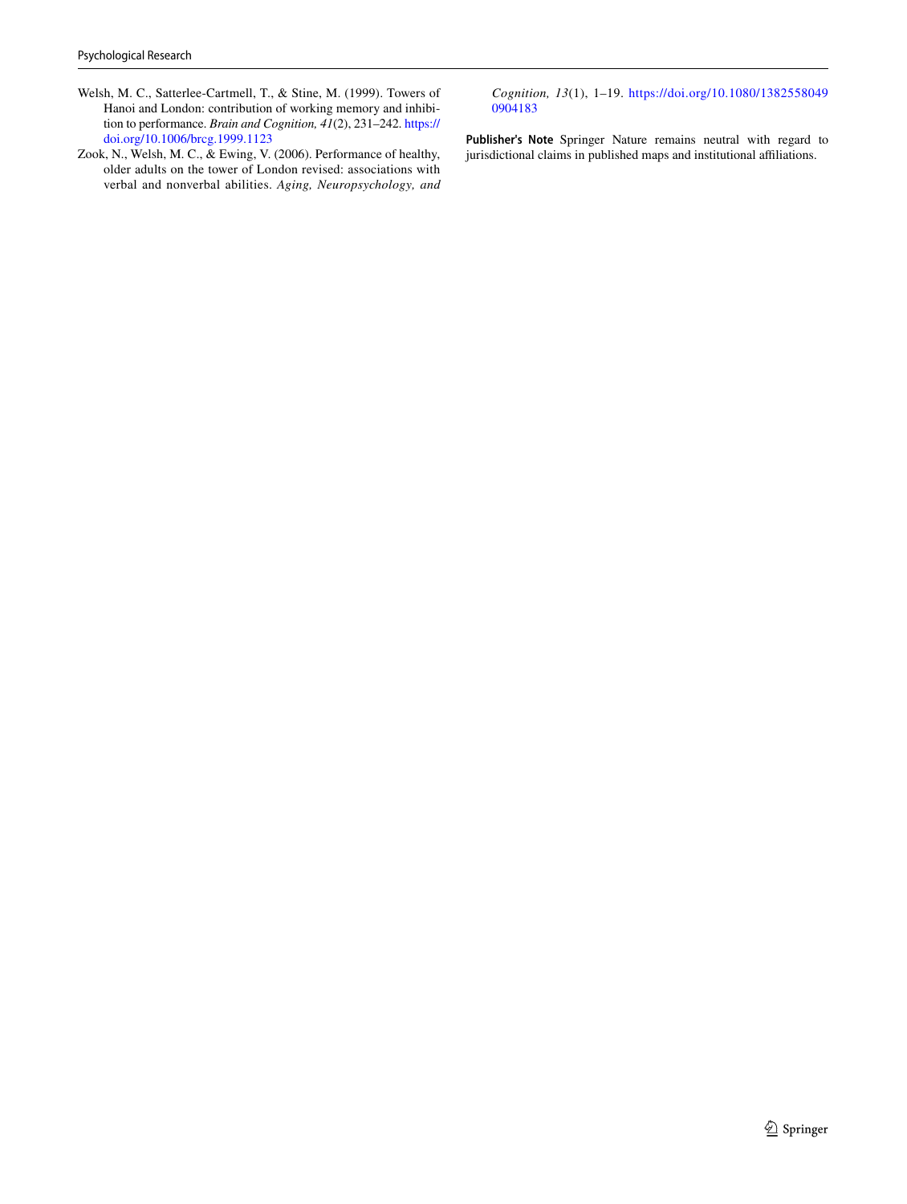Welsh, M. C., Satterlee-Cartmell, T., & Stine, M. (1999). Towers of Hanoi and London: contribution of working memory and inhibition to performance. *Brain and Cognition, 41*(2), 231–242. https://doi.org/10.1006/brcg.1999.1123

Zook, N., Welsh, M. C., & Ewing, V. (2006). Performance of healthy, older adults on the tower of London revised: associations with verbal and nonverbal abilities. *Aging, Neuropsychology, and Cognition, 13*(1), 1–19. https://doi.org/10.1080/13825580490904183

**Publisher's Note** Springer Nature remains neutral with regard to jurisdictional claims in published maps and institutional affiliations.